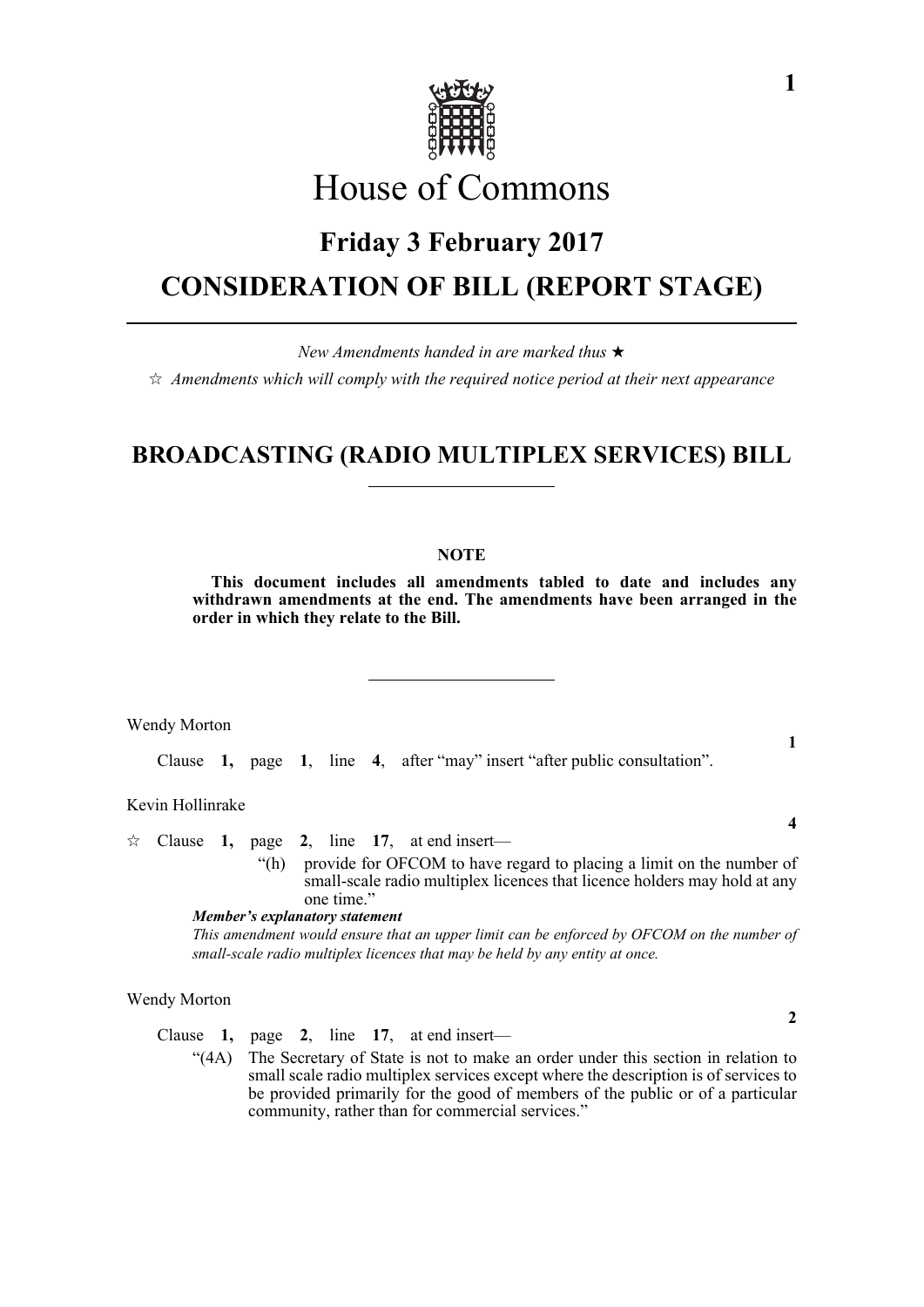# House of Commons

## Friday 3 February 2017

## CONSIDERATION OF BILL (REPORT STAGE)

*New Amendments handed in are marked thus* ★

☆ *Amendments which will comply with the required notice period at their next appearance*

## BROADCASTING (RADIO MULTIPLEX SERVICES) BILL

**NOTE**

**This document includes all amendments tabled to date and includes any withdrawn amendments at the end. The amendments have been arranged in the order in which they relate to the Bill.**

Wendy Morton

**1**

Clause **1,** page **1**, line **4**, after "may" insert "after public consultation".

Kevin Hollinrake

**4**

☆ Clause **1,** page **2**, line **17**, at end insert—

"(h) provide for OFCOM to have regard to placing a limit on the number of small-scale radio multiplex licences that licence holders may hold at any one time."

***Member's explanatory statement***

*This amendment would ensure that an upper limit can be enforced by OFCOM on the number of small-scale radio multiplex licences that may be held by any entity at once.*

Wendy Morton

**2**

Clause **1,** page **2**, line **17**, at end insert—

"(4A) The Secretary of State is not to make an order under this section in relation to small scale radio multiplex services except where the description is of services to be provided primarily for the good of members of the public or of a particular community, rather than for commercial services."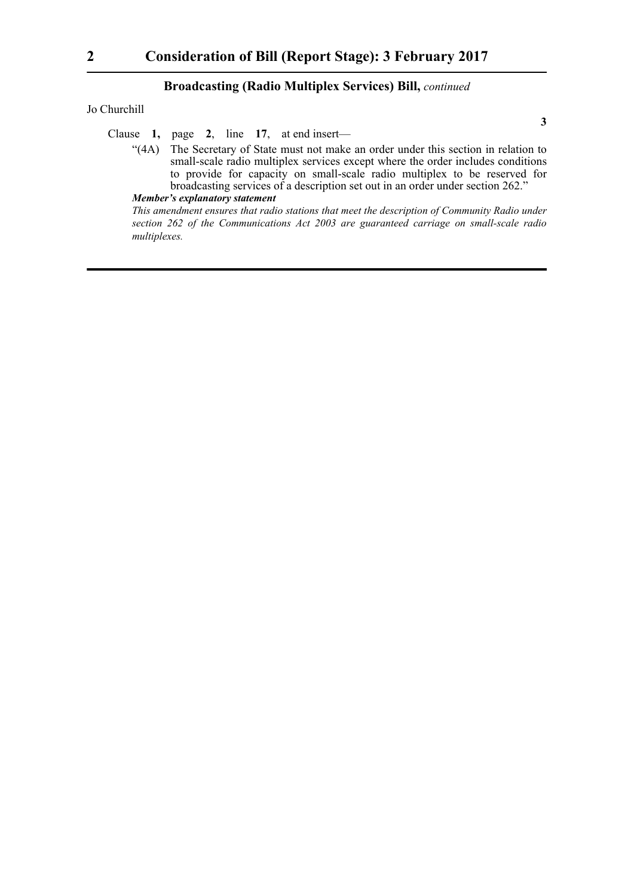## Broadcasting (Radio Multiplex Services) Bill, *continued*

Jo Churchill

**3**

Clause **1**, page **2**, line **17**, at end insert—

"(4A) The Secretary of State must not make an order under this section in relation to small-scale radio multiplex services except where the order includes conditions to provide for capacity on small-scale radio multiplex to be reserved for broadcasting services of a description set out in an order under section 262."

***Member's explanatory statement***

*This amendment ensures that radio stations that meet the description of Community Radio under section 262 of the Communications Act 2003 are guaranteed carriage on small-scale radio multiplexes.*